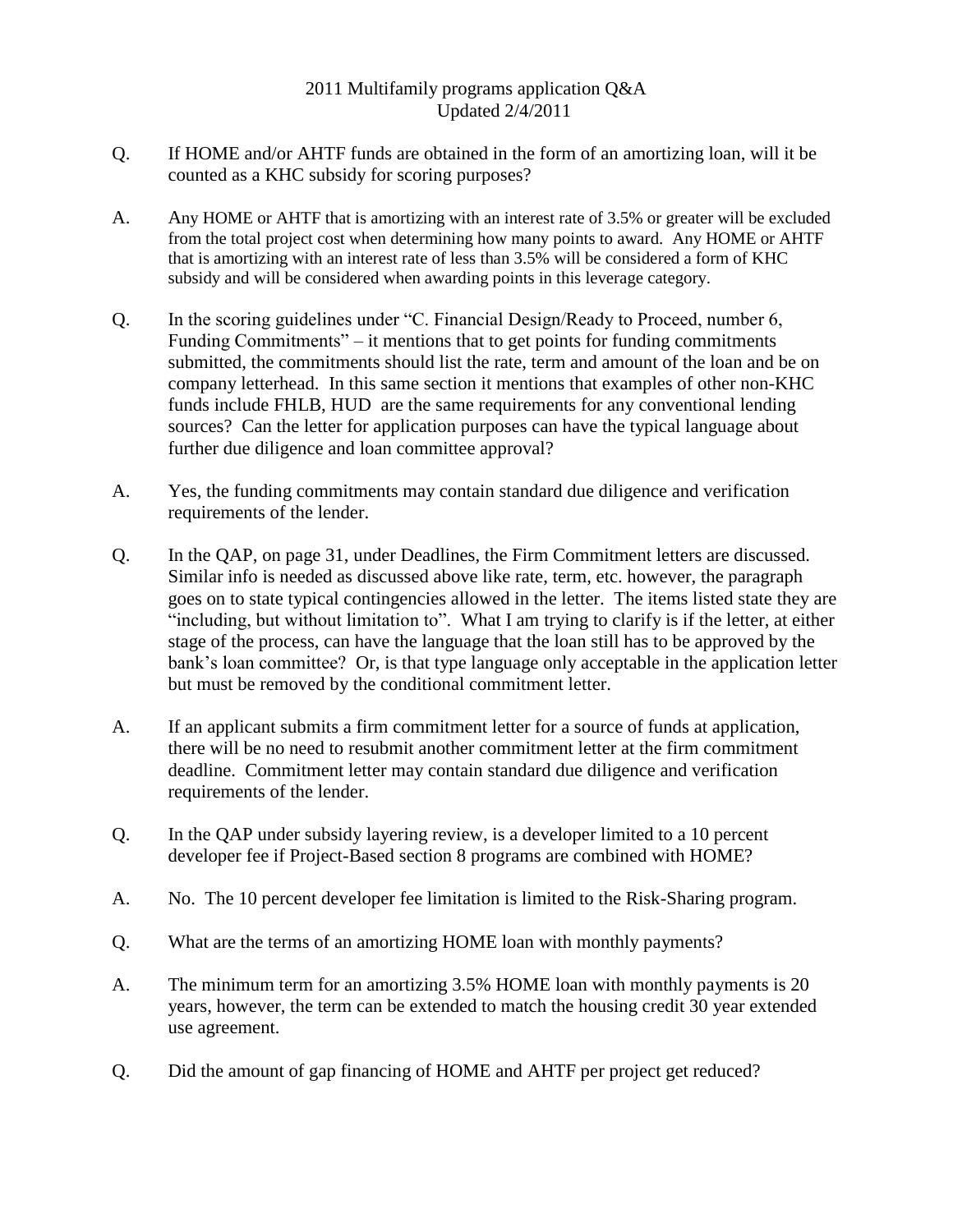# 2011 Multifamily programs application Q&A
Updated 2/4/2011

Q. If HOME and/or AHTF funds are obtained in the form of an amortizing loan, will it be counted as a KHC subsidy for scoring purposes?

A. Any HOME or AHTF that is amortizing with an interest rate of 3.5% or greater will be excluded from the total project cost when determining how many points to award. Any HOME or AHTF that is amortizing with an interest rate of less than 3.5% will be considered a form of KHC subsidy and will be considered when awarding points in this leverage category.

Q. In the scoring guidelines under "C. Financial Design/Ready to Proceed, number 6, Funding Commitments" – it mentions that to get points for funding commitments submitted, the commitments should list the rate, term and amount of the loan and be on company letterhead. In this same section it mentions that examples of other non-KHC funds include FHLB, HUD are the same requirements for any conventional lending sources? Can the letter for application purposes can have the typical language about further due diligence and loan committee approval?

A. Yes, the funding commitments may contain standard due diligence and verification requirements of the lender.

Q. In the QAP, on page 31, under Deadlines, the Firm Commitment letters are discussed. Similar info is needed as discussed above like rate, term, etc. however, the paragraph goes on to state typical contingencies allowed in the letter. The items listed state they are "including, but without limitation to". What I am trying to clarify is if the letter, at either stage of the process, can have the language that the loan still has to be approved by the bank's loan committee? Or, is that type language only acceptable in the application letter but must be removed by the conditional commitment letter.

A. If an applicant submits a firm commitment letter for a source of funds at application, there will be no need to resubmit another commitment letter at the firm commitment deadline. Commitment letter may contain standard due diligence and verification requirements of the lender.

Q. In the QAP under subsidy layering review, is a developer limited to a 10 percent developer fee if Project-Based section 8 programs are combined with HOME?

A. No. The 10 percent developer fee limitation is limited to the Risk-Sharing program.

Q. What are the terms of an amortizing HOME loan with monthly payments?

A. The minimum term for an amortizing 3.5% HOME loan with monthly payments is 20 years, however, the term can be extended to match the housing credit 30 year extended use agreement.

Q. Did the amount of gap financing of HOME and AHTF per project get reduced?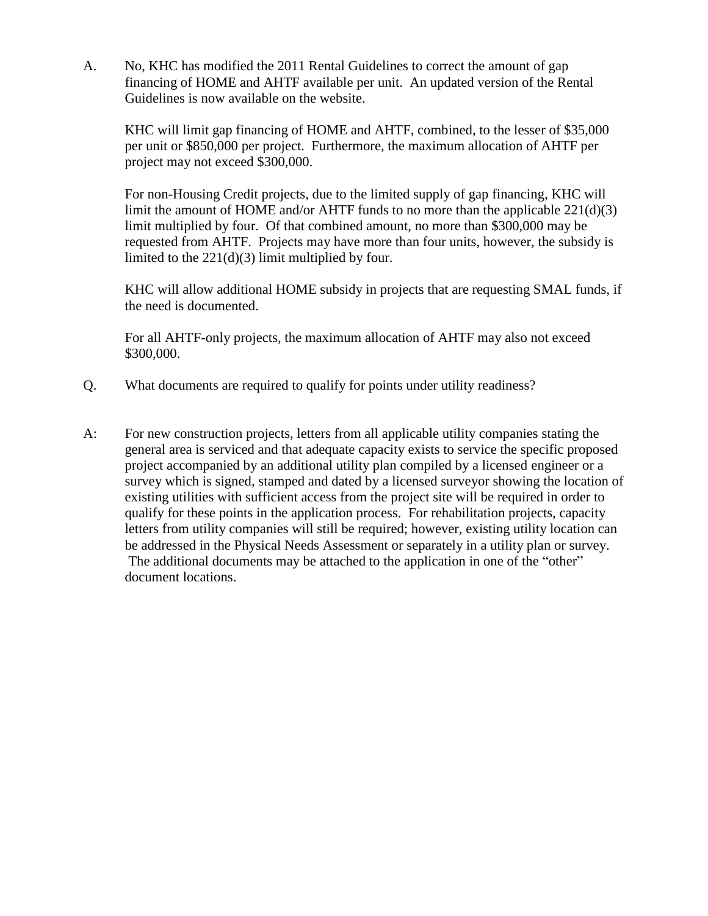A. No, KHC has modified the 2011 Rental Guidelines to correct the amount of gap financing of HOME and AHTF available per unit. An updated version of the Rental Guidelines is now available on the website.

KHC will limit gap financing of HOME and AHTF, combined, to the lesser of $35,000 per unit or $850,000 per project. Furthermore, the maximum allocation of AHTF per project may not exceed $300,000.

For non-Housing Credit projects, due to the limited supply of gap financing, KHC will limit the amount of HOME and/or AHTF funds to no more than the applicable 221(d)(3) limit multiplied by four. Of that combined amount, no more than $300,000 may be requested from AHTF. Projects may have more than four units, however, the subsidy is limited to the 221(d)(3) limit multiplied by four.

KHC will allow additional HOME subsidy in projects that are requesting SMAL funds, if the need is documented.

For all AHTF-only projects, the maximum allocation of AHTF may also not exceed $300,000.

Q. What documents are required to qualify for points under utility readiness?

A: For new construction projects, letters from all applicable utility companies stating the general area is serviced and that adequate capacity exists to service the specific proposed project accompanied by an additional utility plan compiled by a licensed engineer or a survey which is signed, stamped and dated by a licensed surveyor showing the location of existing utilities with sufficient access from the project site will be required in order to qualify for these points in the application process. For rehabilitation projects, capacity letters from utility companies will still be required; however, existing utility location can be addressed in the Physical Needs Assessment or separately in a utility plan or survey. The additional documents may be attached to the application in one of the "other" document locations.